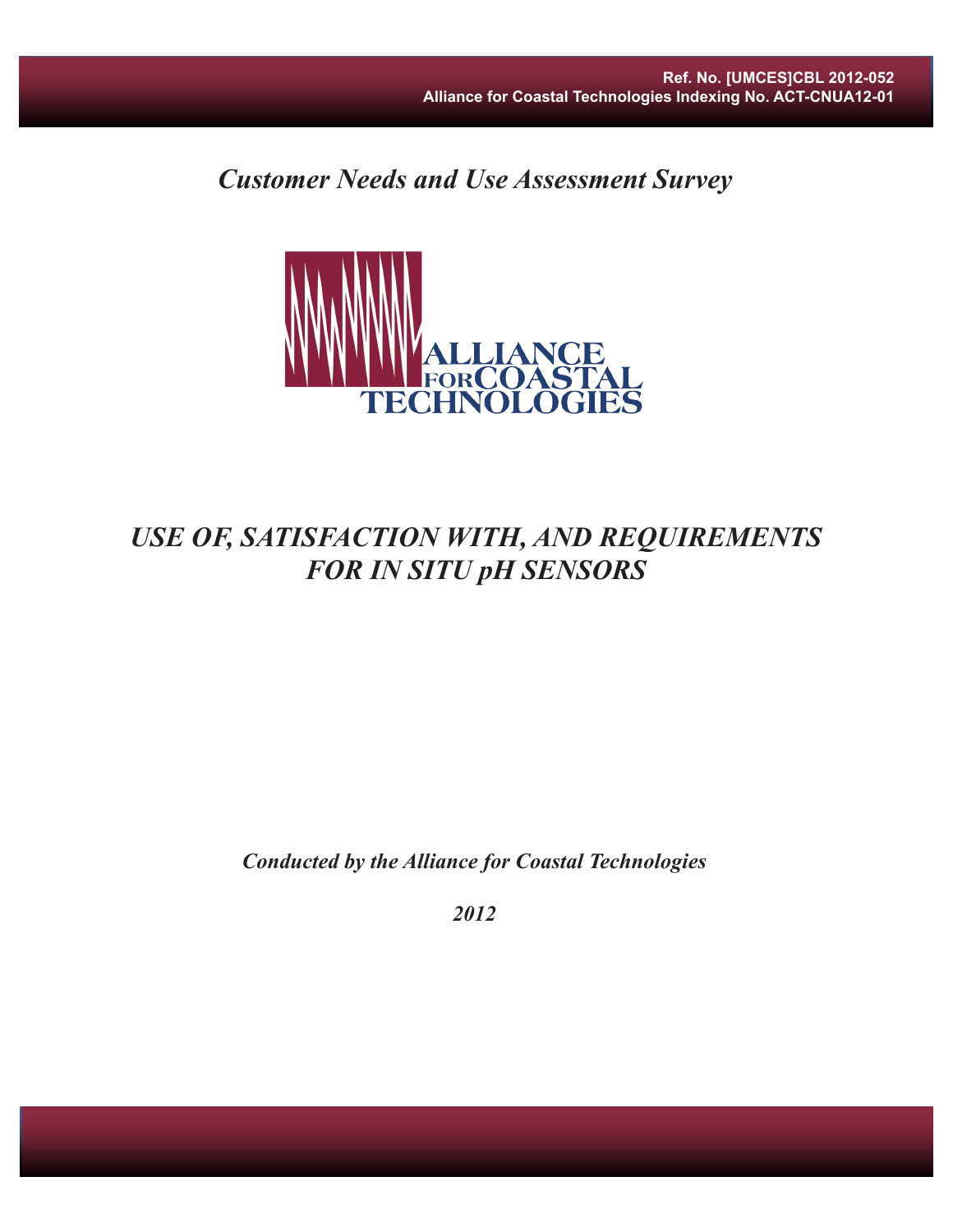Ref. No. [UMCES]CBL 2012-052
Alliance for Coastal Technologies Indexing No. ACT-CNUA12-01

*Customer Needs and Use Assessment Survey*

ALLIANCE FOR COASTAL TECHNOLOGIES

# *USE OF, SATISFACTION WITH, AND REQUIREMENTS FOR IN SITU pH SENSORS*

***Conducted by the Alliance for Coastal Technologies***

***2012***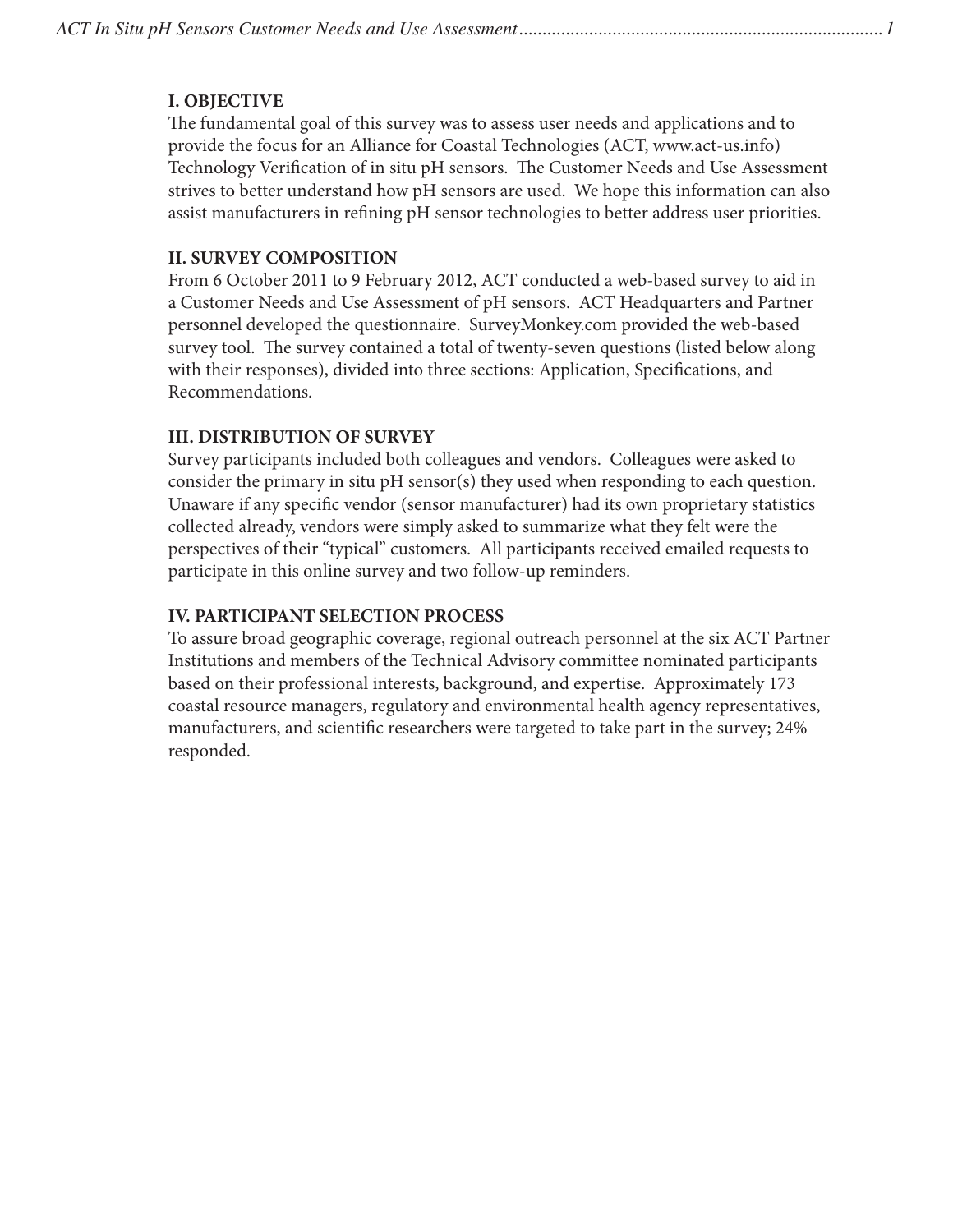## I. OBJECTIVE

The fundamental goal of this survey was to assess user needs and applications and to provide the focus for an Alliance for Coastal Technologies (ACT, www.act-us.info) Technology Verification of in situ pH sensors. The Customer Needs and Use Assessment strives to better understand how pH sensors are used. We hope this information can also assist manufacturers in refining pH sensor technologies to better address user priorities.

## II. SURVEY COMPOSITION

From 6 October 2011 to 9 February 2012, ACT conducted a web-based survey to aid in a Customer Needs and Use Assessment of pH sensors. ACT Headquarters and Partner personnel developed the questionnaire. SurveyMonkey.com provided the web-based survey tool. The survey contained a total of twenty-seven questions (listed below along with their responses), divided into three sections: Application, Specifications, and Recommendations.

## III. DISTRIBUTION OF SURVEY

Survey participants included both colleagues and vendors. Colleagues were asked to consider the primary in situ pH sensor(s) they used when responding to each question. Unaware if any specific vendor (sensor manufacturer) had its own proprietary statistics collected already, vendors were simply asked to summarize what they felt were the perspectives of their "typical" customers. All participants received emailed requests to participate in this online survey and two follow-up reminders.

## IV. PARTICIPANT SELECTION PROCESS

To assure broad geographic coverage, regional outreach personnel at the six ACT Partner Institutions and members of the Technical Advisory committee nominated participants based on their professional interests, background, and expertise. Approximately 173 coastal resource managers, regulatory and environmental health agency representatives, manufacturers, and scientific researchers were targeted to take part in the survey; 24% responded.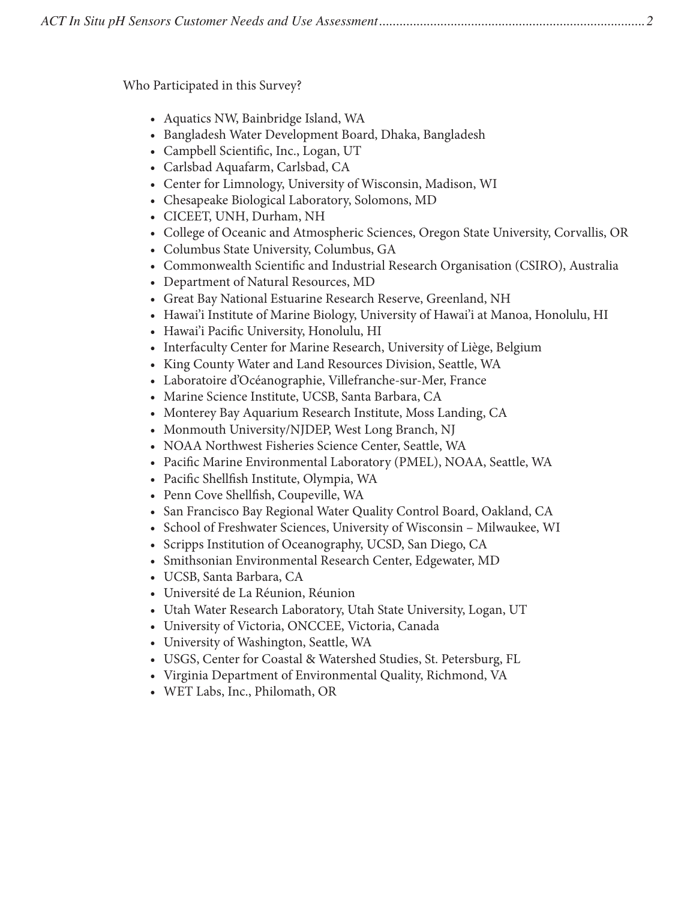Who Participated in this Survey?

- Aquatics NW, Bainbridge Island, WA
- Bangladesh Water Development Board, Dhaka, Bangladesh
- Campbell Scientific, Inc., Logan, UT
- Carlsbad Aquafarm, Carlsbad, CA
- Center for Limnology, University of Wisconsin, Madison, WI
- Chesapeake Biological Laboratory, Solomons, MD
- CICEET, UNH, Durham, NH
- College of Oceanic and Atmospheric Sciences, Oregon State University, Corvallis, OR
- Columbus State University, Columbus, GA
- Commonwealth Scientific and Industrial Research Organisation (CSIRO), Australia
- Department of Natural Resources, MD
- Great Bay National Estuarine Research Reserve, Greenland, NH
- Hawai'i Institute of Marine Biology, University of Hawai'i at Manoa, Honolulu, HI
- Hawai'i Pacific University, Honolulu, HI
- Interfaculty Center for Marine Research, University of Liège, Belgium
- King County Water and Land Resources Division, Seattle, WA
- Laboratoire d'Océanographie, Villefranche-sur-Mer, France
- Marine Science Institute, UCSB, Santa Barbara, CA
- Monterey Bay Aquarium Research Institute, Moss Landing, CA
- Monmouth University/NJDEP, West Long Branch, NJ
- NOAA Northwest Fisheries Science Center, Seattle, WA
- Pacific Marine Environmental Laboratory (PMEL), NOAA, Seattle, WA
- Pacific Shellfish Institute, Olympia, WA
- Penn Cove Shellfish, Coupeville, WA
- San Francisco Bay Regional Water Quality Control Board, Oakland, CA
- School of Freshwater Sciences, University of Wisconsin – Milwaukee, WI
- Scripps Institution of Oceanography, UCSD, San Diego, CA
- Smithsonian Environmental Research Center, Edgewater, MD
- UCSB, Santa Barbara, CA
- Université de La Réunion, Réunion
- Utah Water Research Laboratory, Utah State University, Logan, UT
- University of Victoria, ONCCEE, Victoria, Canada
- University of Washington, Seattle, WA
- USGS, Center for Coastal & Watershed Studies, St. Petersburg, FL
- Virginia Department of Environmental Quality, Richmond, VA
- WET Labs, Inc., Philomath, OR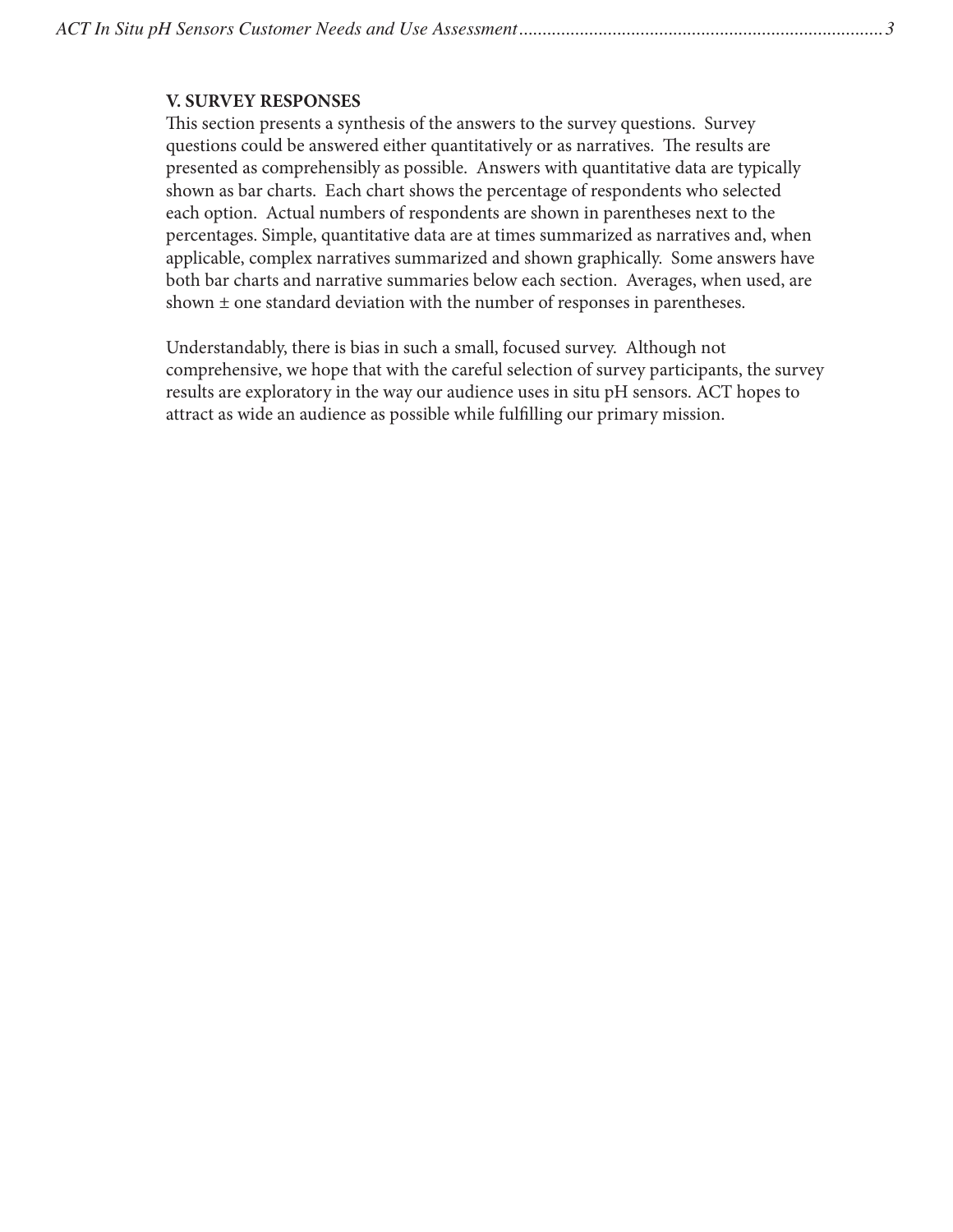## V. SURVEY RESPONSES

This section presents a synthesis of the answers to the survey questions. Survey questions could be answered either quantitatively or as narratives. The results are presented as comprehensibly as possible. Answers with quantitative data are typically shown as bar charts. Each chart shows the percentage of respondents who selected each option. Actual numbers of respondents are shown in parentheses next to the percentages. Simple, quantitative data are at times summarized as narratives and, when applicable, complex narratives summarized and shown graphically. Some answers have both bar charts and narrative summaries below each section. Averages, when used, are shown ± one standard deviation with the number of responses in parentheses.

Understandably, there is bias in such a small, focused survey. Although not comprehensive, we hope that with the careful selection of survey participants, the survey results are exploratory in the way our audience uses in situ pH sensors. ACT hopes to attract as wide an audience as possible while fulfilling our primary mission.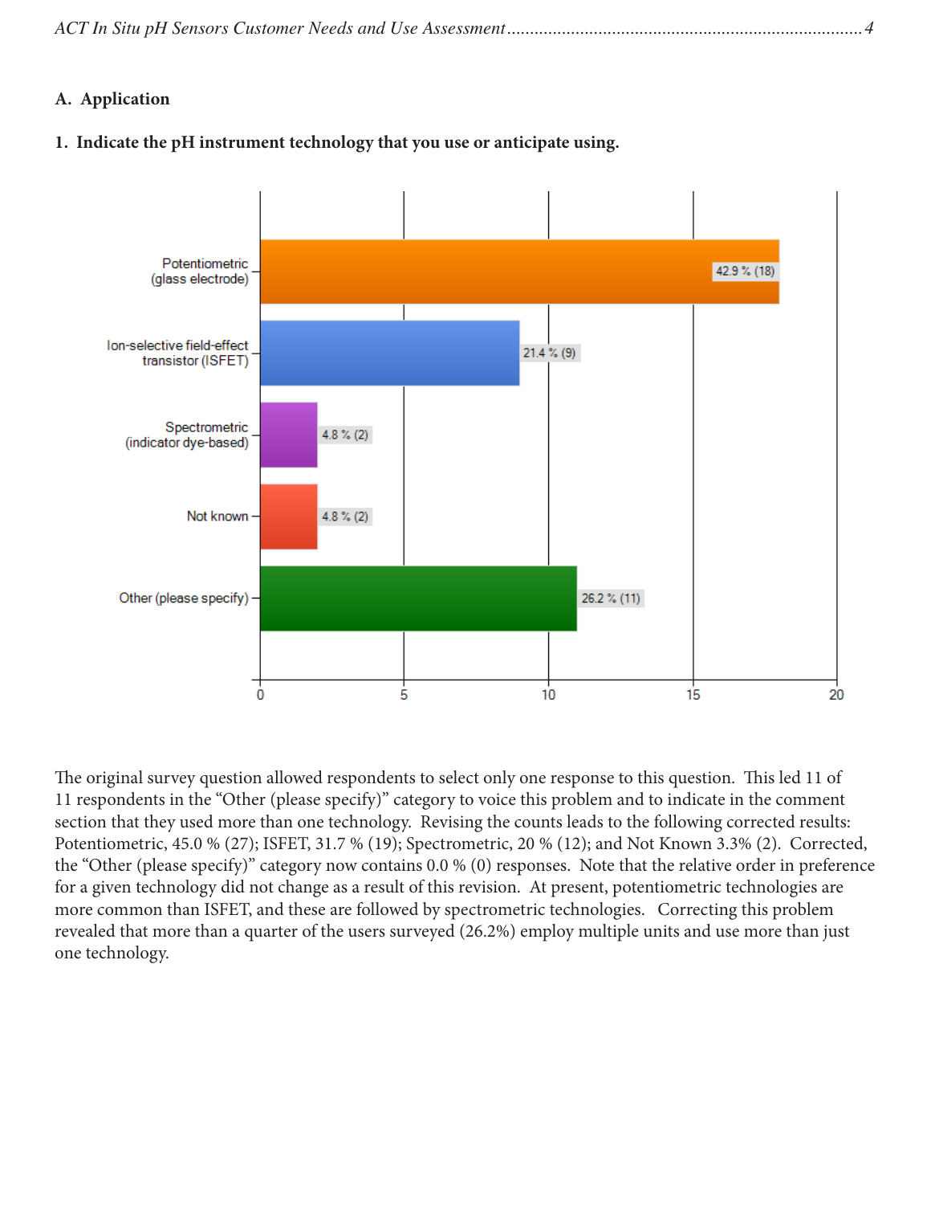## A. Application

### 1. Indicate the pH instrument technology that you use or anticipate using.

| Response | Percent | Count |
|---|---|---|
| Potentiometric (glass electrode) | 42.9 % | 18 |
| Ion-selective field-effect transistor (ISFET) | 21.4 % | 9 |
| Spectrometric (indicator dye-based) | 4.8 % | 2 |
| Not known | 4.8 % | 2 |
| Other (please specify) | 26.2 % | 11 |

The original survey question allowed respondents to select only one response to this question. This led 11 of 11 respondents in the "Other (please specify)" category to voice this problem and to indicate in the comment section that they used more than one technology. Revising the counts leads to the following corrected results: Potentiometric, 45.0 % (27); ISFET, 31.7 % (19); Spectrometric, 20 % (12); and Not Known 3.3% (2). Corrected, the "Other (please specify)" category now contains 0.0 % (0) responses. Note that the relative order in preference for a given technology did not change as a result of this revision. At present, potentiometric technologies are more common than ISFET, and these are followed by spectrometric technologies. Correcting this problem revealed that more than a quarter of the users surveyed (26.2%) employ multiple units and use more than just one technology.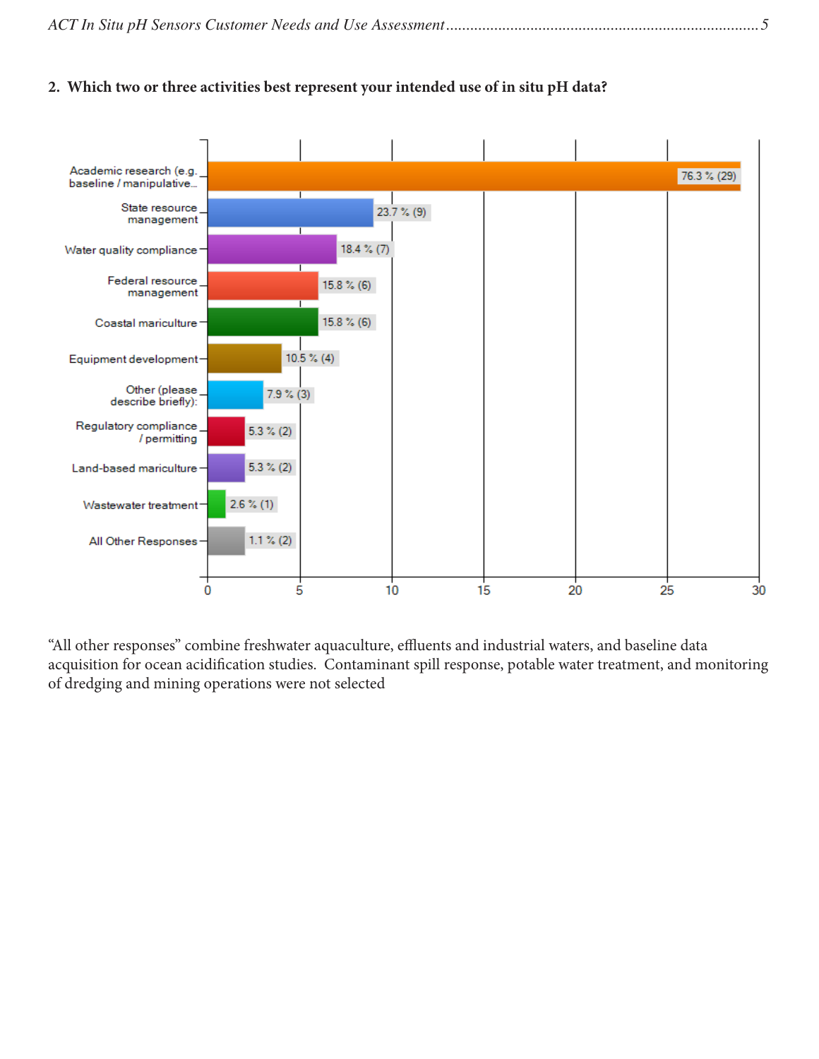## 2. Which two or three activities best represent your intended use of in situ pH data?

| Response | Percent | Count |
|---|---|---|
| Academic research (e.g. baseline / manipulative... | 76.3 % | 29 |
| State resource management | 23.7 % | 9 |
| Water quality compliance | 18.4 % | 7 |
| Federal resource management | 15.8 % | 6 |
| Coastal mariculture | 15.8 % | 6 |
| Equipment development | 10.5 % | 4 |
| Other (please describe briefly): | 7.9 % | 3 |
| Regulatory compliance / permitting | 5.3 % | 2 |
| Land-based mariculture | 5.3 % | 2 |
| Wastewater treatment | 2.6 % | 1 |
| All Other Responses | 1.1 % | 2 |

"All other responses" combine freshwater aquaculture, effluents and industrial waters, and baseline data acquisition for ocean acidification studies. Contaminant spill response, potable water treatment, and monitoring of dredging and mining operations were not selected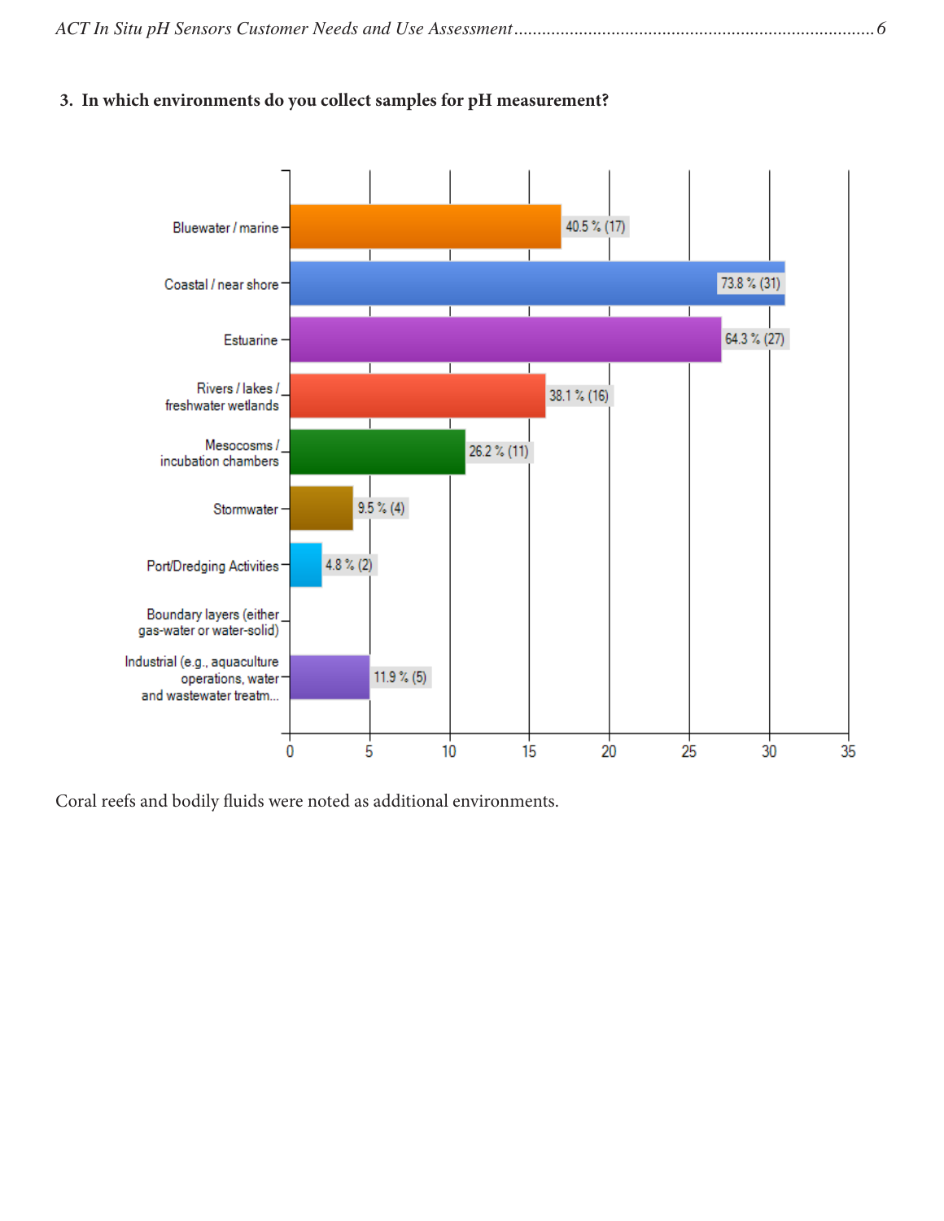### 3. In which environments do you collect samples for pH measurement?

| Environment | Percent | Count |
|---|---|---|
| Bluewater / marine | 40.5 % | 17 |
| Coastal / near shore | 73.8 % | 31 |
| Estuarine | 64.3 % | 27 |
| Rivers / lakes / freshwater wetlands | 38.1 % | 16 |
| Mesocosms / incubation chambers | 26.2 % | 11 |
| Stormwater | 9.5 % | 4 |
| Port/Dredging Activities | 4.8 % | 2 |
| Boundary layers (either gas-water or water-solid) | | |
| Industrial (e.g., aquaculture operations, water and wastewater treatm... | 11.9 % | 5 |

Coral reefs and bodily fluids were noted as additional environments.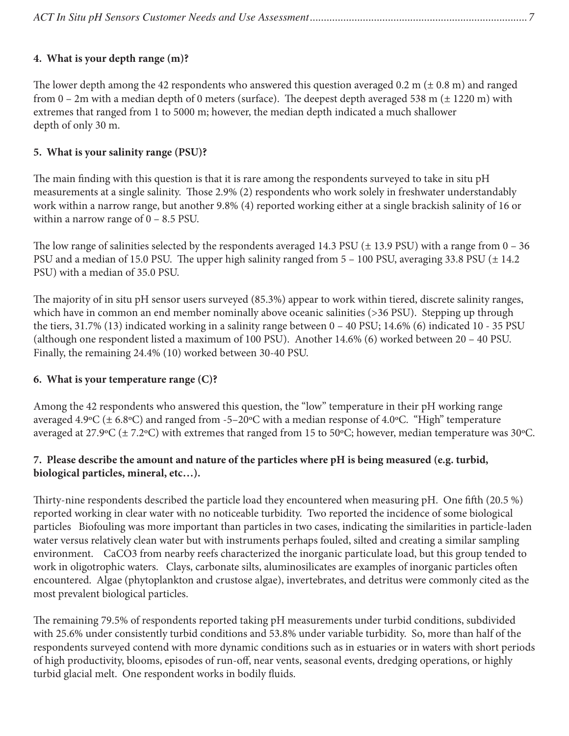**4. What is your depth range (m)?**

The lower depth among the 42 respondents who answered this question averaged 0.2 m (± 0.8 m) and ranged from 0 – 2m with a median depth of 0 meters (surface). The deepest depth averaged 538 m (± 1220 m) with extremes that ranged from 1 to 5000 m; however, the median depth indicated a much shallower depth of only 30 m.

**5. What is your salinity range (PSU)?**

The main finding with this question is that it is rare among the respondents surveyed to take in situ pH measurements at a single salinity. Those 2.9% (2) respondents who work solely in freshwater understandably work within a narrow range, but another 9.8% (4) reported working either at a single brackish salinity of 16 or within a narrow range of 0 – 8.5 PSU.

The low range of salinities selected by the respondents averaged 14.3 PSU (± 13.9 PSU) with a range from 0 – 36 PSU and a median of 15.0 PSU. The upper high salinity ranged from 5 – 100 PSU, averaging 33.8 PSU (± 14.2 PSU) with a median of 35.0 PSU.

The majority of in situ pH sensor users surveyed (85.3%) appear to work within tiered, discrete salinity ranges, which have in common an end member nominally above oceanic salinities (>36 PSU). Stepping up through the tiers, 31.7% (13) indicated working in a salinity range between 0 – 40 PSU; 14.6% (6) indicated 10 - 35 PSU (although one respondent listed a maximum of 100 PSU). Another 14.6% (6) worked between 20 – 40 PSU. Finally, the remaining 24.4% (10) worked between 30-40 PSU.

**6. What is your temperature range (C)?**

Among the 42 respondents who answered this question, the "low" temperature in their pH working range averaged 4.9°C (± 6.8°C) and ranged from -5–20°C with a median response of 4.0°C. "High" temperature averaged at 27.9°C (± 7.2°C) with extremes that ranged from 15 to 50°C; however, median temperature was 30°C.

**7. Please describe the amount and nature of the particles where pH is being measured (e.g. turbid, biological particles, mineral, etc…).**

Thirty-nine respondents described the particle load they encountered when measuring pH. One fifth (20.5 %) reported working in clear water with no noticeable turbidity. Two reported the incidence of some biological particles Biofouling was more important than particles in two cases, indicating the similarities in particle-laden water versus relatively clean water but with instruments perhaps fouled, silted and creating a similar sampling environment. $CaCO_3$ from nearby reefs characterized the inorganic particulate load, but this group tended to work in oligotrophic waters. Clays, carbonate silts, aluminosilicates are examples of inorganic particles often encountered. Algae (phytoplankton and crustose algae), invertebrates, and detritus were commonly cited as the most prevalent biological particles.

The remaining 79.5% of respondents reported taking pH measurements under turbid conditions, subdivided with 25.6% under consistently turbid conditions and 53.8% under variable turbidity. So, more than half of the respondents surveyed contend with more dynamic conditions such as in estuaries or in waters with short periods of high productivity, blooms, episodes of run-off, near vents, seasonal events, dredging operations, or highly turbid glacial melt. One respondent works in bodily fluids.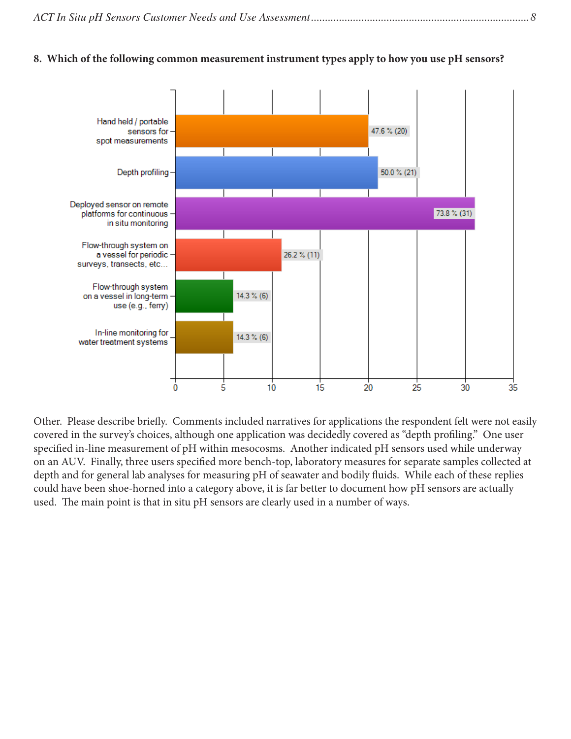**8. Which of the following common measurement instrument types apply to how you use pH sensors?**

| Response | Percent (Count) |
|---|---|
| Hand held / portable sensors for spot measurements | 47.6 % (20) |
| Depth profiling | 50.0 % (21) |
| Deployed sensor on remote platforms for continuous in situ monitoring | 73.8 % (31) |
| Flow-through system on a vessel for periodic surveys, transects, etc... | 26.2 % (11) |
| Flow-through system on a vessel in long-term use (e.g., ferry) | 14.3 % (6) |
| In-line monitoring for water treatment systems | 14.3 % (6) |

Other. Please describe briefly. Comments included narratives for applications the respondent felt were not easily covered in the survey's choices, although one application was decidedly covered as "depth profiling." One user specified in-line measurement of pH within mesocosms. Another indicated pH sensors used while underway on an AUV. Finally, three users specified more bench-top, laboratory measures for separate samples collected at depth and for general lab analyses for measuring pH of seawater and bodily fluids. While each of these replies could have been shoe-horned into a category above, it is far better to document how pH sensors are actually used. The main point is that in situ pH sensors are clearly used in a number of ways.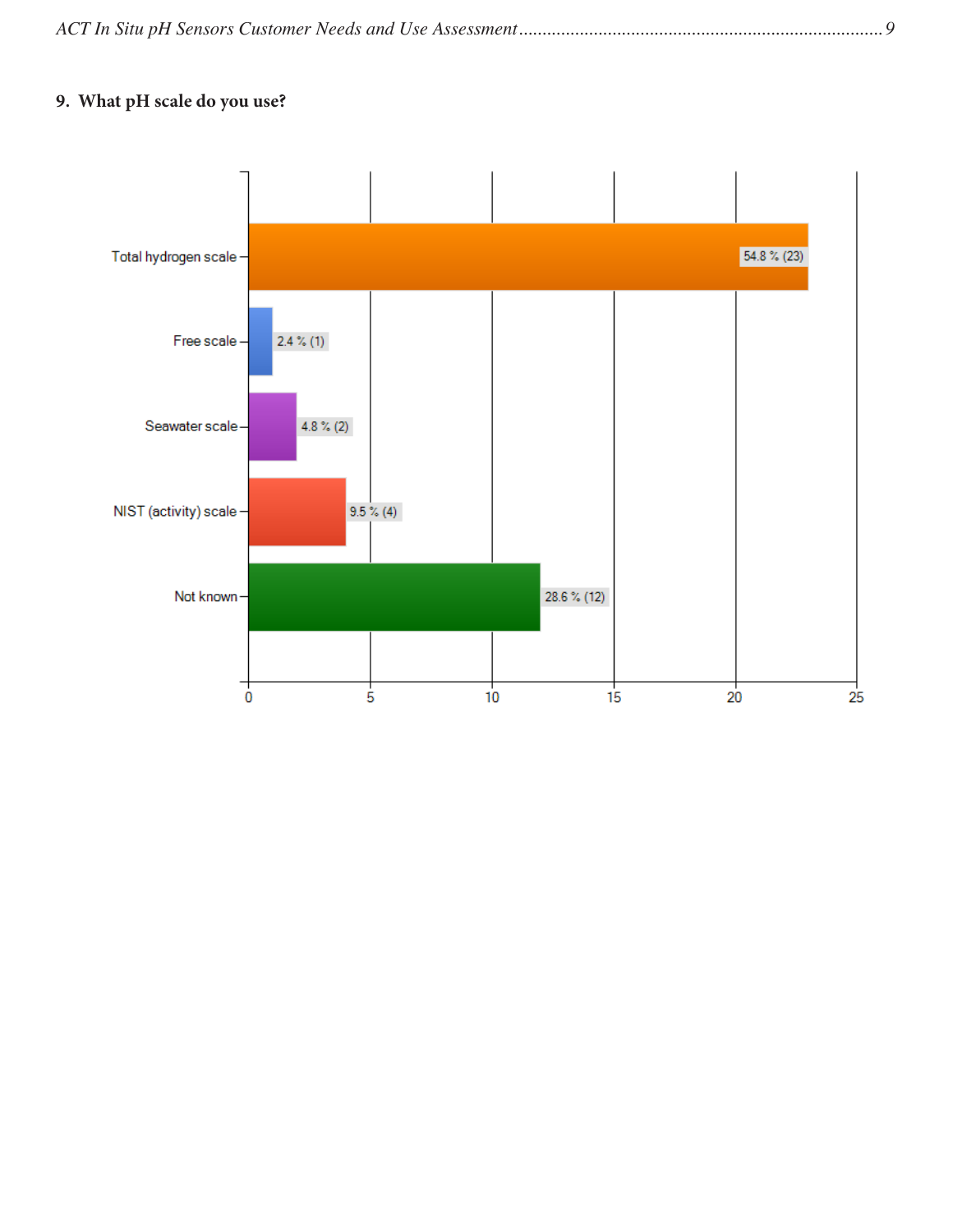## 9. What pH scale do you use?

| Response | Percent | Count |
|---|---|---|
| Total hydrogen scale | 54.8 % | 23 |
| Free scale | 2.4 % | 1 |
| Seawater scale | 4.8 % | 2 |
| NIST (activity) scale | 9.5 % | 4 |
| Not known | 28.6 % | 12 |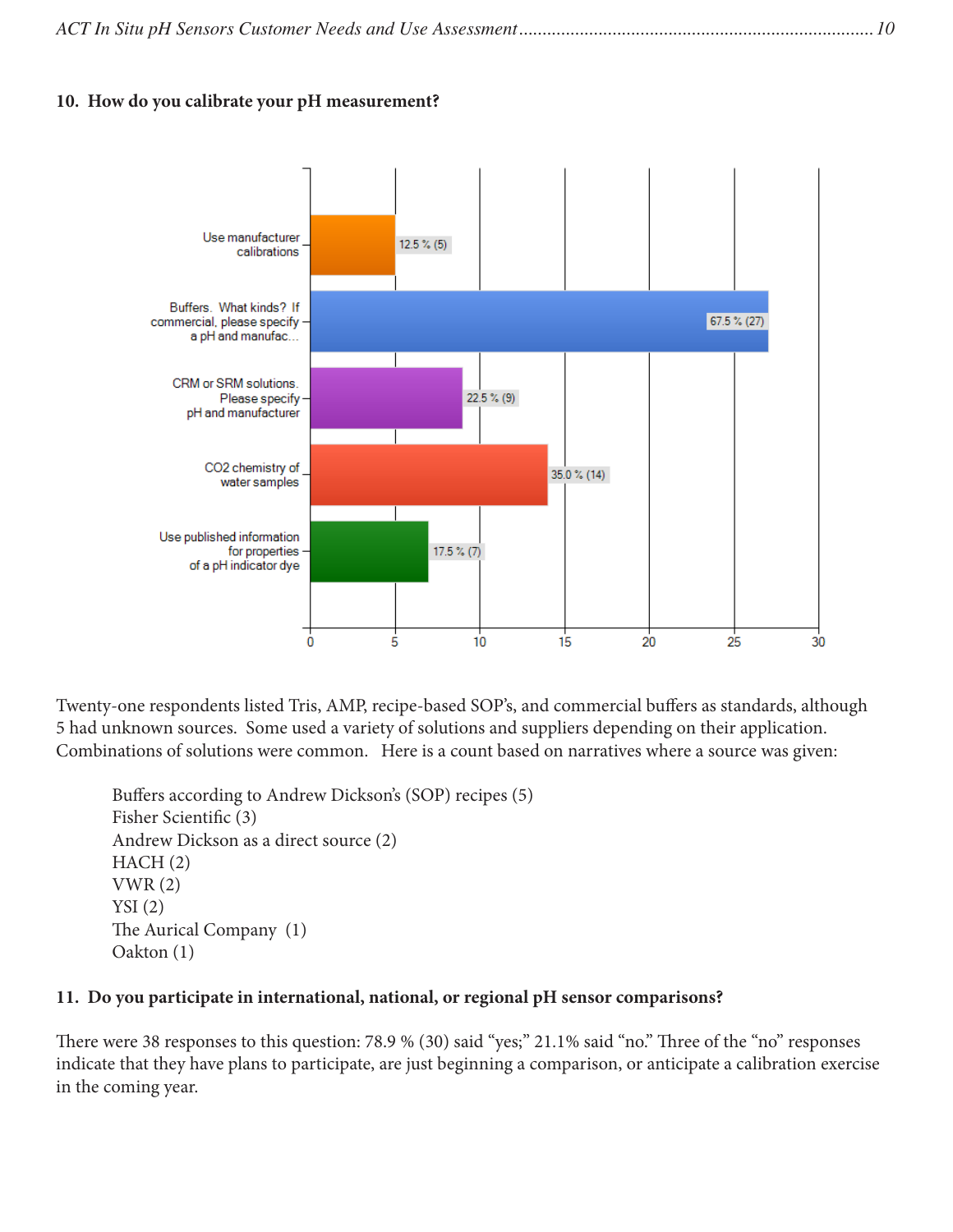**10. How do you calibrate your pH measurement?**

| Response | Percent | Count |
|---|---|---|
| Use manufacturer calibrations | 12.5 % | 5 |
| Buffers. What kinds? If commercial, please specify a pH and manufac... | 67.5 % | 27 |
| CRM or SRM solutions. Please specify pH and manufacturer | 22.5 % | 9 |
| CO2 chemistry of water samples | 35.0 % | 14 |
| Use published information for properties of a pH indicator dye | 17.5 % | 7 |

Twenty-one respondents listed Tris, AMP, recipe-based SOP's, and commercial buffers as standards, although 5 had unknown sources. Some used a variety of solutions and suppliers depending on their application. Combinations of solutions were common. Here is a count based on narratives where a source was given:

- Buffers according to Andrew Dickson's (SOP) recipes (5)
- Fisher Scientific (3)
- Andrew Dickson as a direct source (2)
- HACH (2)
- VWR (2)
- YSI (2)
- The Aurical Company (1)
- Oakton (1)

**11. Do you participate in international, national, or regional pH sensor comparisons?**

There were 38 responses to this question: 78.9 % (30) said "yes;" 21.1% said "no." Three of the "no" responses indicate that they have plans to participate, are just beginning a comparison, or anticipate a calibration exercise in the coming year.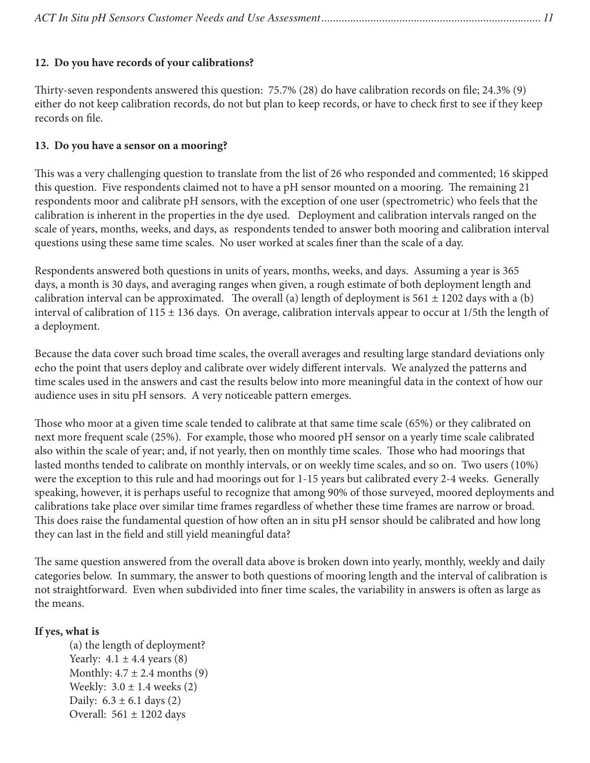**12. Do you have records of your calibrations?**

Thirty-seven respondents answered this question: 75.7% (28) do have calibration records on file; 24.3% (9) either do not keep calibration records, do not but plan to keep records, or have to check first to see if they keep records on file.

**13. Do you have a sensor on a mooring?**

This was a very challenging question to translate from the list of 26 who responded and commented; 16 skipped this question. Five respondents claimed not to have a pH sensor mounted on a mooring. The remaining 21 respondents moor and calibrate pH sensors, with the exception of one user (spectrometric) who feels that the calibration is inherent in the properties in the dye used. Deployment and calibration intervals ranged on the scale of years, months, weeks, and days, as respondents tended to answer both mooring and calibration interval questions using these same time scales. No user worked at scales finer than the scale of a day.

Respondents answered both questions in units of years, months, weeks, and days. Assuming a year is 365 days, a month is 30 days, and averaging ranges when given, a rough estimate of both deployment length and calibration interval can be approximated. The overall (a) length of deployment is 561 ± 1202 days with a (b) interval of calibration of 115 ± 136 days. On average, calibration intervals appear to occur at 1/5th the length of a deployment.

Because the data cover such broad time scales, the overall averages and resulting large standard deviations only echo the point that users deploy and calibrate over widely different intervals. We analyzed the patterns and time scales used in the answers and cast the results below into more meaningful data in the context of how our audience uses in situ pH sensors. A very noticeable pattern emerges.

Those who moor at a given time scale tended to calibrate at that same time scale (65%) or they calibrated on next more frequent scale (25%). For example, those who moored pH sensor on a yearly time scale calibrated also within the scale of year; and, if not yearly, then on monthly time scales. Those who had moorings that lasted months tended to calibrate on monthly intervals, or on weekly time scales, and so on. Two users (10%) were the exception to this rule and had moorings out for 1-15 years but calibrated every 2-4 weeks. Generally speaking, however, it is perhaps useful to recognize that among 90% of those surveyed, moored deployments and calibrations take place over similar time frames regardless of whether these time frames are narrow or broad. This does raise the fundamental question of how often an in situ pH sensor should be calibrated and how long they can last in the field and still yield meaningful data?

The same question answered from the overall data above is broken down into yearly, monthly, weekly and daily categories below. In summary, the answer to both questions of mooring length and the interval of calibration is not straightforward. Even when subdivided into finer time scales, the variability in answers is often as large as the means.

**If yes, what is**

(a) the length of deployment?
Yearly: 4.1 ± 4.4 years (8)
Monthly: 4.7 ± 2.4 months (9)
Weekly: 3.0 ± 1.4 weeks (2)
Daily: 6.3 ± 6.1 days (2)
Overall: 561 ± 1202 days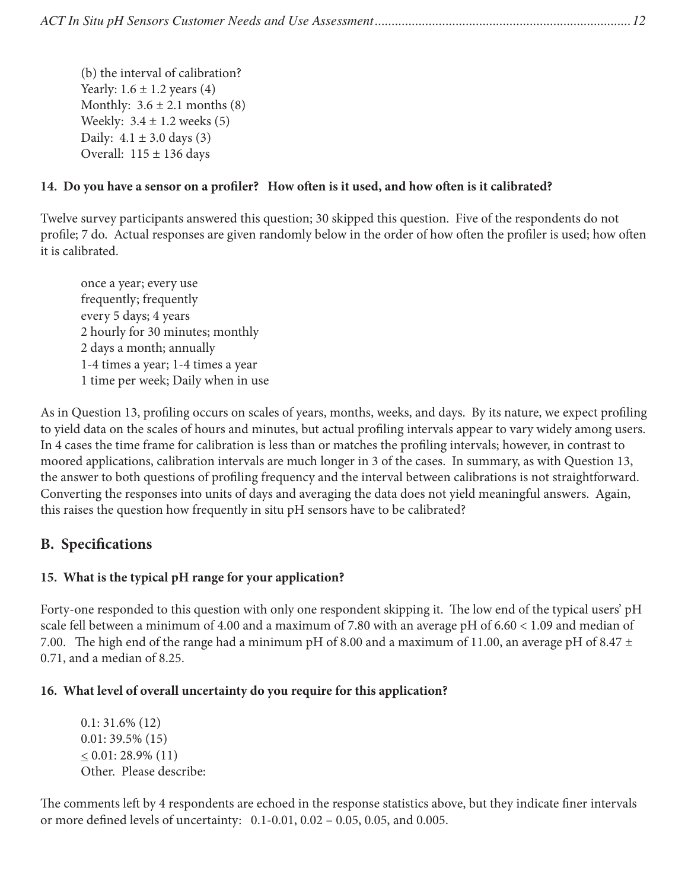(b) the interval of calibration?
Yearly: 1.6 ± 1.2 years (4)
Monthly: 3.6 ± 2.1 months (8)
Weekly: 3.4 ± 1.2 weeks (5)
Daily: 4.1 ± 3.0 days (3)
Overall: 115 ± 136 days

**14. Do you have a sensor on a profiler? How often is it used, and how often is it calibrated?**

Twelve survey participants answered this question; 30 skipped this question. Five of the respondents do not profile; 7 do. Actual responses are given randomly below in the order of how often the profiler is used; how often it is calibrated.

once a year; every use
frequently; frequently
every 5 days; 4 years
2 hourly for 30 minutes; monthly
2 days a month; annually
1-4 times a year; 1-4 times a year
1 time per week; Daily when in use

As in Question 13, profiling occurs on scales of years, months, weeks, and days. By its nature, we expect profiling to yield data on the scales of hours and minutes, but actual profiling intervals appear to vary widely among users. In 4 cases the time frame for calibration is less than or matches the profiling intervals; however, in contrast to moored applications, calibration intervals are much longer in 3 of the cases. In summary, as with Question 13, the answer to both questions of profiling frequency and the interval between calibrations is not straightforward. Converting the responses into units of days and averaging the data does not yield meaningful answers. Again, this raises the question how frequently in situ pH sensors have to be calibrated?

## B. Specifications

**15. What is the typical pH range for your application?**

Forty-one responded to this question with only one respondent skipping it. The low end of the typical users' pH scale fell between a minimum of 4.00 and a maximum of 7.80 with an average pH of 6.60 < 1.09 and median of 7.00. The high end of the range had a minimum pH of 8.00 and a maximum of 11.00, an average pH of 8.47 ± 0.71, and a median of 8.25.

**16. What level of overall uncertainty do you require for this application?**

0.1: 31.6% (12)
0.01: 39.5% (15)
≤ 0.01: 28.9% (11)
Other. Please describe:

The comments left by 4 respondents are echoed in the response statistics above, but they indicate finer intervals or more defined levels of uncertainty: 0.1-0.01, 0.02 – 0.05, 0.05, and 0.005.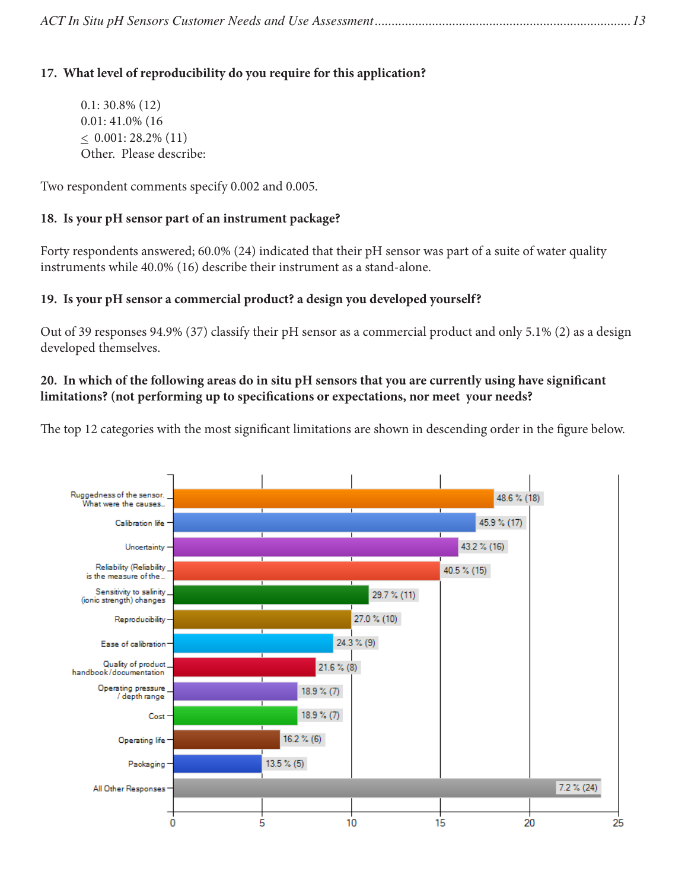**17. What level of reproducibility do you require for this application?**

0.1: 30.8% (12)
0.01: 41.0% (16
≤ 0.001: 28.2% (11)
Other. Please describe:

Two respondent comments specify 0.002 and 0.005.

**18. Is your pH sensor part of an instrument package?**

Forty respondents answered; 60.0% (24) indicated that their pH sensor was part of a suite of water quality instruments while 40.0% (16) describe their instrument as a stand-alone.

**19. Is your pH sensor a commercial product? a design you developed yourself?**

Out of 39 responses 94.9% (37) classify their pH sensor as a commercial product and only 5.1% (2) as a design developed themselves.

**20. In which of the following areas do in situ pH sensors that you are currently using have significant limitations? (not performing up to specifications or expectations, nor meet your needs?**

The top 12 categories with the most significant limitations are shown in descending order in the figure below.

| Category | Response |
|---|---|
| Ruggedness of the sensor. What were the causes... | 48.6 % (18) |
| Calibration life | 45.9 % (17) |
| Uncertainty | 43.2 % (16) |
| Reliability (Reliability is the measure of the... | 40.5 % (15) |
| Sensitivity to salinity (ionic strength) changes | 29.7 % (11) |
| Reproducibility | 27.0 % (10) |
| Ease of calibration | 24.3 % (9) |
| Quality of product handbook/documentation | 21.6 % (8) |
| Operating pressure / depth range | 18.9 % (7) |
| Cost | 18.9 % (7) |
| Operating life | 16.2 % (6) |
| Packaging | 13.5 % (5) |
| All Other Responses | 7.2 % (24) |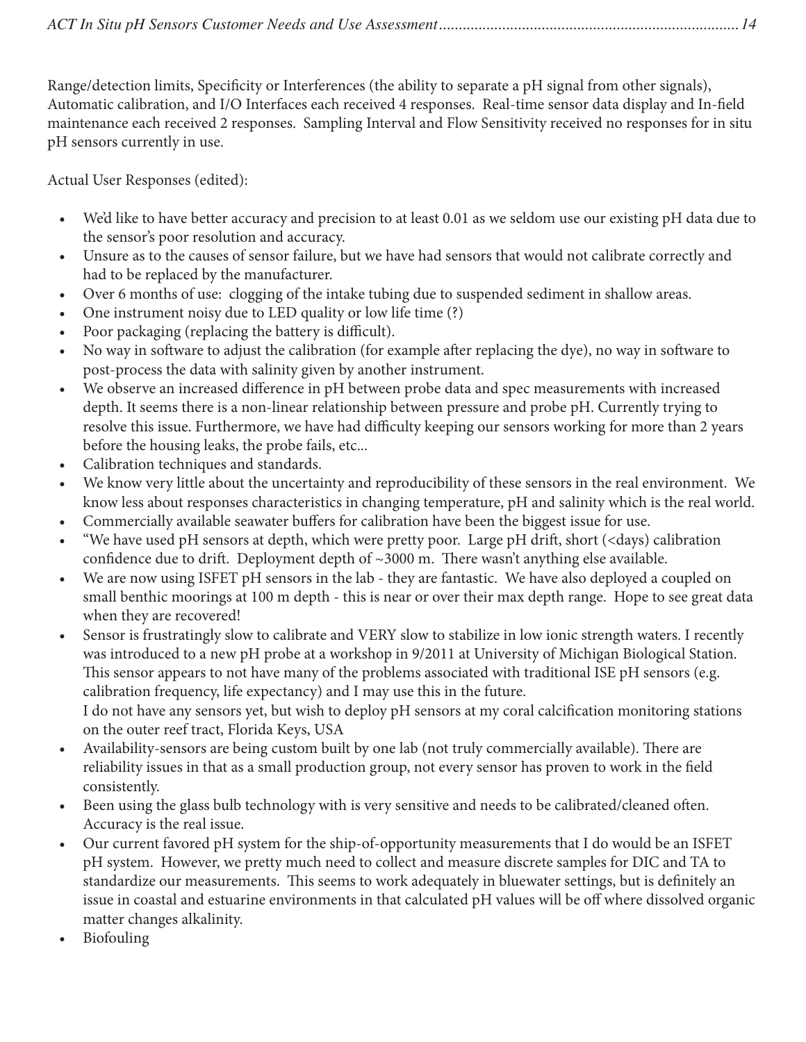Range/detection limits, Specificity or Interferences (the ability to separate a pH signal from other signals), Automatic calibration, and I/O Interfaces each received 4 responses. Real-time sensor data display and In-field maintenance each received 2 responses. Sampling Interval and Flow Sensitivity received no responses for in situ pH sensors currently in use.

Actual User Responses (edited):

- We'd like to have better accuracy and precision to at least 0.01 as we seldom use our existing pH data due to the sensor's poor resolution and accuracy.
- Unsure as to the causes of sensor failure, but we have had sensors that would not calibrate correctly and had to be replaced by the manufacturer.
- Over 6 months of use: clogging of the intake tubing due to suspended sediment in shallow areas.
- One instrument noisy due to LED quality or low life time (?)
- Poor packaging (replacing the battery is difficult).
- No way in software to adjust the calibration (for example after replacing the dye), no way in software to post-process the data with salinity given by another instrument.
- We observe an increased difference in pH between probe data and spec measurements with increased depth. It seems there is a non-linear relationship between pressure and probe pH. Currently trying to resolve this issue. Furthermore, we have had difficulty keeping our sensors working for more than 2 years before the housing leaks, the probe fails, etc...
- Calibration techniques and standards.
- We know very little about the uncertainty and reproducibility of these sensors in the real environment. We know less about responses characteristics in changing temperature, pH and salinity which is the real world.
- Commercially available seawater buffers for calibration have been the biggest issue for use.
- "We have used pH sensors at depth, which were pretty poor. Large pH drift, short (<days) calibration confidence due to drift. Deployment depth of ~3000 m. There wasn't anything else available.
- We are now using ISFET pH sensors in the lab - they are fantastic. We have also deployed a coupled on small benthic moorings at 100 m depth - this is near or over their max depth range. Hope to see great data when they are recovered!
- Sensor is frustratingly slow to calibrate and VERY slow to stabilize in low ionic strength waters. I recently was introduced to a new pH probe at a workshop in 9/2011 at University of Michigan Biological Station. This sensor appears to not have many of the problems associated with traditional ISE pH sensors (e.g. calibration frequency, life expectancy) and I may use this in the future.
  I do not have any sensors yet, but wish to deploy pH sensors at my coral calcification monitoring stations on the outer reef tract, Florida Keys, USA
- Availability-sensors are being custom built by one lab (not truly commercially available). There are reliability issues in that as a small production group, not every sensor has proven to work in the field consistently.
- Been using the glass bulb technology with is very sensitive and needs to be calibrated/cleaned often. Accuracy is the real issue.
- Our current favored pH system for the ship-of-opportunity measurements that I do would be an ISFET pH system. However, we pretty much need to collect and measure discrete samples for DIC and TA to standardize our measurements. This seems to work adequately in bluewater settings, but is definitely an issue in coastal and estuarine environments in that calculated pH values will be off where dissolved organic matter changes alkalinity.
- Biofouling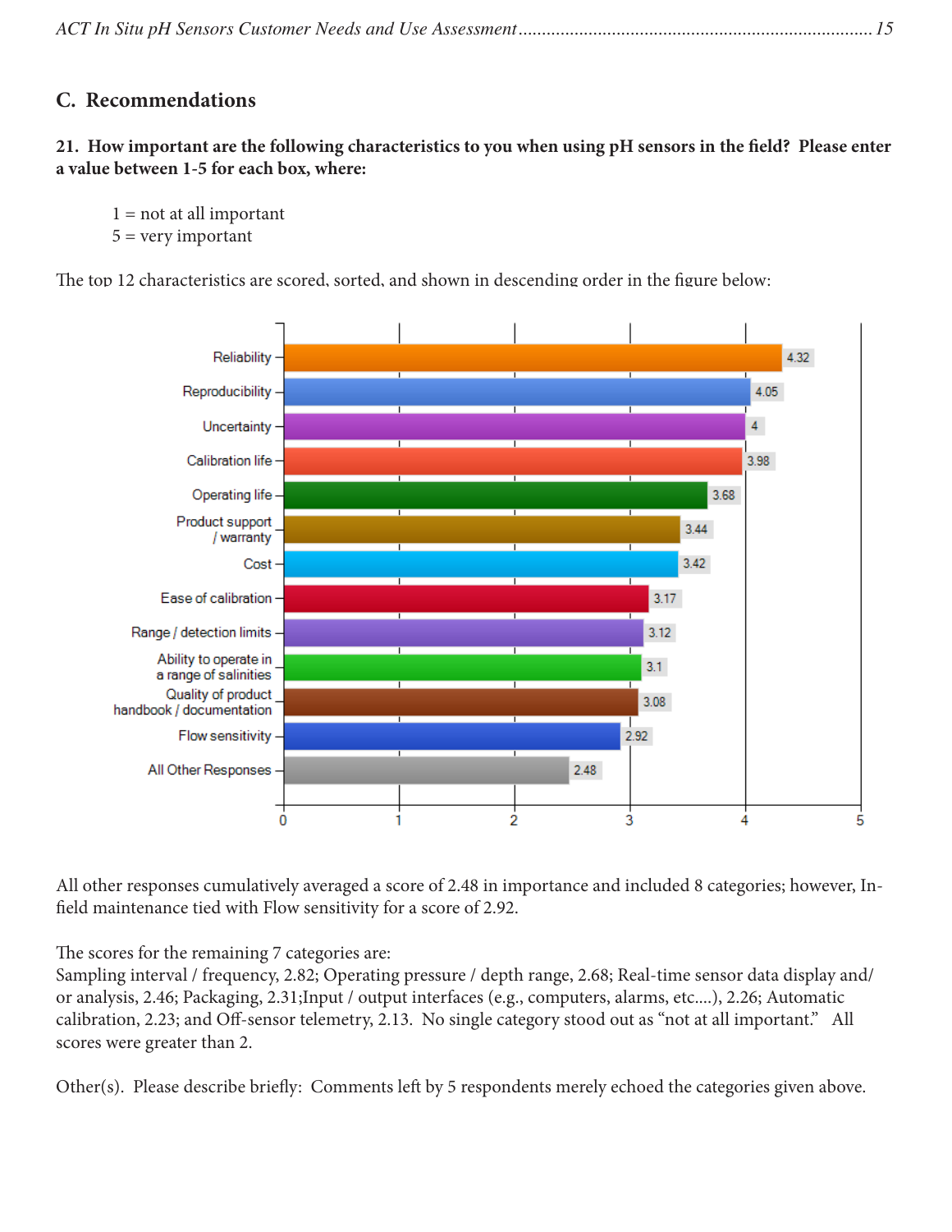## C. Recommendations

**21. How important are the following characteristics to you when using pH sensors in the field? Please enter a value between 1-5 for each box, where:**

1 = not at all important
5 = very important

The top 12 characteristics are scored, sorted, and shown in descending order in the figure below:

| Characteristic | Score |
|---|---|
| Reliability | 4.32 |
| Reproducibility | 4.05 |
| Uncertainty | 4 |
| Calibration life | 3.98 |
| Operating life | 3.68 |
| Product support / warranty | 3.44 |
| Cost | 3.42 |
| Ease of calibration | 3.17 |
| Range / detection limits | 3.12 |
| Ability to operate in a range of salinities | 3.1 |
| Quality of product handbook / documentation | 3.08 |
| Flow sensitivity | 2.92 |
| All Other Responses | 2.48 |

All other responses cumulatively averaged a score of 2.48 in importance and included 8 categories; however, In-field maintenance tied with Flow sensitivity for a score of 2.92.

The scores for the remaining 7 categories are:
Sampling interval / frequency, 2.82; Operating pressure / depth range, 2.68; Real-time sensor data display and/or analysis, 2.46; Packaging, 2.31;Input / output interfaces (e.g., computers, alarms, etc....), 2.26; Automatic calibration, 2.23; and Off-sensor telemetry, 2.13. No single category stood out as "not at all important." All scores were greater than 2.

Other(s). Please describe briefly: Comments left by 5 respondents merely echoed the categories given above.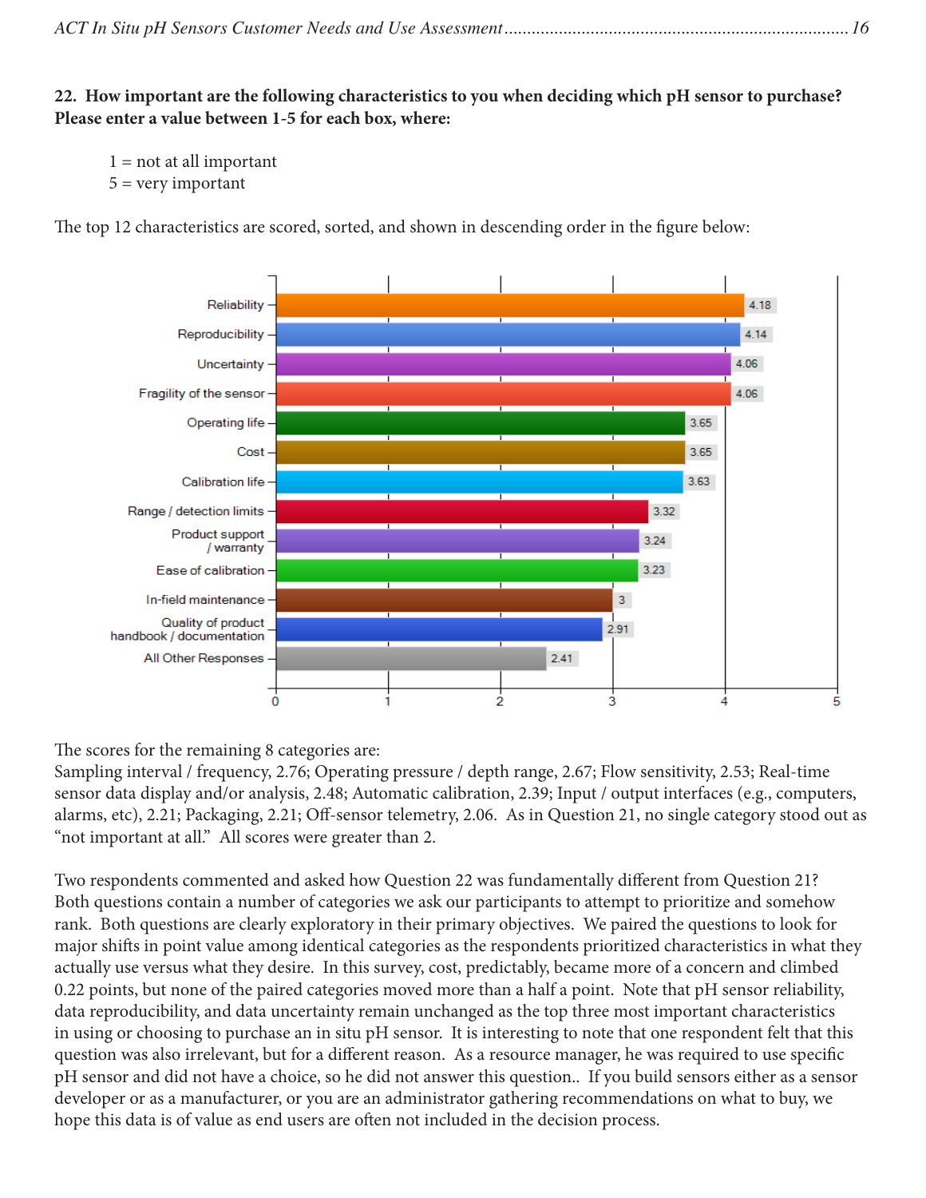**22. How important are the following characteristics to you when deciding which pH sensor to purchase? Please enter a value between 1-5 for each box, where:**

1 = not at all important
5 = very important

The top 12 characteristics are scored, sorted, and shown in descending order in the figure below:

| Characteristic | Score |
| --- | --- |
| Reliability | 4.18 |
| Reproducibility | 4.14 |
| Uncertainty | 4.06 |
| Fragility of the sensor | 4.06 |
| Operating life | 3.65 |
| Cost | 3.65 |
| Calibration life | 3.63 |
| Range / detection limits | 3.32 |
| Product support / warranty | 3.24 |
| Ease of calibration | 3.23 |
| In-field maintenance | 3 |
| Quality of product handbook / documentation | 2.91 |
| All Other Responses | 2.41 |

The scores for the remaining 8 categories are:
Sampling interval / frequency, 2.76; Operating pressure / depth range, 2.67; Flow sensitivity, 2.53; Real-time sensor data display and/or analysis, 2.48; Automatic calibration, 2.39; Input / output interfaces (e.g., computers, alarms, etc), 2.21; Packaging, 2.21; Off-sensor telemetry, 2.06. As in Question 21, no single category stood out as "not important at all." All scores were greater than 2.

Two respondents commented and asked how Question 22 was fundamentally different from Question 21? Both questions contain a number of categories we ask our participants to attempt to prioritize and somehow rank. Both questions are clearly exploratory in their primary objectives. We paired the questions to look for major shifts in point value among identical categories as the respondents prioritized characteristics in what they actually use versus what they desire. In this survey, cost, predictably, became more of a concern and climbed 0.22 points, but none of the paired categories moved more than a half a point. Note that pH sensor reliability, data reproducibility, and data uncertainty remain unchanged as the top three most important characteristics in using or choosing to purchase an in situ pH sensor. It is interesting to note that one respondent felt that this question was also irrelevant, but for a different reason. As a resource manager, he was required to use specific pH sensor and did not have a choice, so he did not answer this question.. If you build sensors either as a sensor developer or as a manufacturer, or you are an administrator gathering recommendations on what to buy, we hope this data is of value as end users are often not included in the decision process.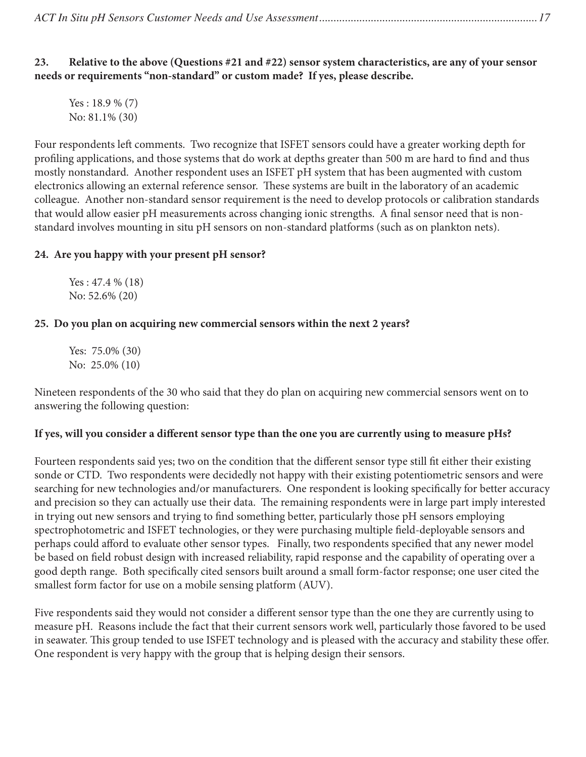**23. Relative to the above (Questions #21 and #22) sensor system characteristics, are any of your sensor needs or requirements "non-standard" or custom made? If yes, please describe.**

Yes : 18.9 % (7)
No: 81.1% (30)

Four respondents left comments. Two recognize that ISFET sensors could have a greater working depth for profiling applications, and those systems that do work at depths greater than 500 m are hard to find and thus mostly nonstandard. Another respondent uses an ISFET pH system that has been augmented with custom electronics allowing an external reference sensor. These systems are built in the laboratory of an academic colleague. Another non-standard sensor requirement is the need to develop protocols or calibration standards that would allow easier pH measurements across changing ionic strengths. A final sensor need that is non-standard involves mounting in situ pH sensors on non-standard platforms (such as on plankton nets).

**24. Are you happy with your present pH sensor?**

Yes : 47.4 % (18)
No: 52.6% (20)

**25. Do you plan on acquiring new commercial sensors within the next 2 years?**

Yes: 75.0% (30)
No: 25.0% (10)

Nineteen respondents of the 30 who said that they do plan on acquiring new commercial sensors went on to answering the following question:

**If yes, will you consider a different sensor type than the one you are currently using to measure pHs?**

Fourteen respondents said yes; two on the condition that the different sensor type still fit either their existing sonde or CTD. Two respondents were decidedly not happy with their existing potentiometric sensors and were searching for new technologies and/or manufacturers. One respondent is looking specifically for better accuracy and precision so they can actually use their data. The remaining respondents were in large part imply interested in trying out new sensors and trying to find something better, particularly those pH sensors employing spectrophotometric and ISFET technologies, or they were purchasing multiple field-deployable sensors and perhaps could afford to evaluate other sensor types. Finally, two respondents specified that any newer model be based on field robust design with increased reliability, rapid response and the capability of operating over a good depth range. Both specifically cited sensors built around a small form-factor response; one user cited the smallest form factor for use on a mobile sensing platform (AUV).

Five respondents said they would not consider a different sensor type than the one they are currently using to measure pH. Reasons include the fact that their current sensors work well, particularly those favored to be used in seawater. This group tended to use ISFET technology and is pleased with the accuracy and stability these offer. One respondent is very happy with the group that is helping design their sensors.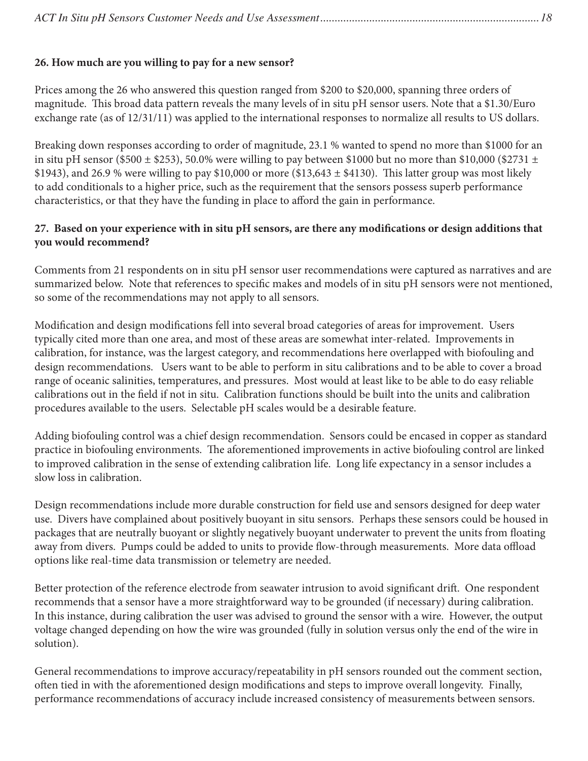**26. How much are you willing to pay for a new sensor?**

Prices among the 26 who answered this question ranged from $200 to $20,000, spanning three orders of magnitude. This broad data pattern reveals the many levels of in situ pH sensor users. Note that a $1.30/Euro exchange rate (as of 12/31/11) was applied to the international responses to normalize all results to US dollars.

Breaking down responses according to order of magnitude, 23.1 % wanted to spend no more than $1000 for an in situ pH sensor ($500 ± $253), 50.0% were willing to pay between $1000 but no more than $10,000 ($2731 ± $1943), and 26.9 % were willing to pay $10,000 or more ($13,643 ± $4130). This latter group was most likely to add conditionals to a higher price, such as the requirement that the sensors possess superb performance characteristics, or that they have the funding in place to afford the gain in performance.

**27. Based on your experience with in situ pH sensors, are there any modifications or design additions that you would recommend?**

Comments from 21 respondents on in situ pH sensor user recommendations were captured as narratives and are summarized below. Note that references to specific makes and models of in situ pH sensors were not mentioned, so some of the recommendations may not apply to all sensors.

Modification and design modifications fell into several broad categories of areas for improvement. Users typically cited more than one area, and most of these areas are somewhat inter-related. Improvements in calibration, for instance, was the largest category, and recommendations here overlapped with biofouling and design recommendations. Users want to be able to perform in situ calibrations and to be able to cover a broad range of oceanic salinities, temperatures, and pressures. Most would at least like to be able to do easy reliable calibrations out in the field if not in situ. Calibration functions should be built into the units and calibration procedures available to the users. Selectable pH scales would be a desirable feature.

Adding biofouling control was a chief design recommendation. Sensors could be encased in copper as standard practice in biofouling environments. The aforementioned improvements in active biofouling control are linked to improved calibration in the sense of extending calibration life. Long life expectancy in a sensor includes a slow loss in calibration.

Design recommendations include more durable construction for field use and sensors designed for deep water use. Divers have complained about positively buoyant in situ sensors. Perhaps these sensors could be housed in packages that are neutrally buoyant or slightly negatively buoyant underwater to prevent the units from floating away from divers. Pumps could be added to units to provide flow-through measurements. More data offload options like real-time data transmission or telemetry are needed.

Better protection of the reference electrode from seawater intrusion to avoid significant drift. One respondent recommends that a sensor have a more straightforward way to be grounded (if necessary) during calibration. In this instance, during calibration the user was advised to ground the sensor with a wire. However, the output voltage changed depending on how the wire was grounded (fully in solution versus only the end of the wire in solution).

General recommendations to improve accuracy/repeatability in pH sensors rounded out the comment section, often tied in with the aforementioned design modifications and steps to improve overall longevity. Finally, performance recommendations of accuracy include increased consistency of measurements between sensors.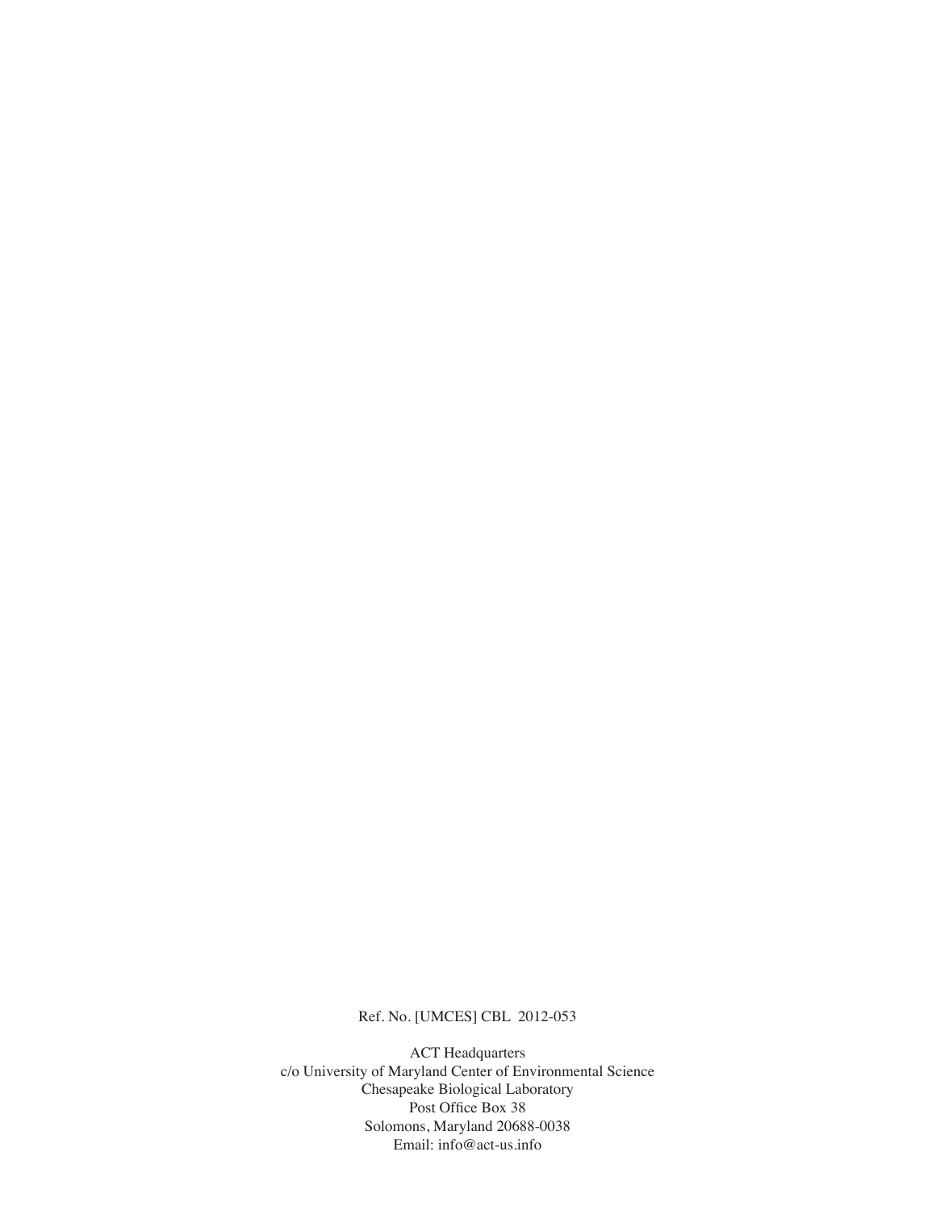Ref. No. [UMCES] CBL 2012-053

ACT Headquarters
c/o University of Maryland Center of Environmental Science
Chesapeake Biological Laboratory
Post Office Box 38
Solomons, Maryland 20688-0038
Email: info@act-us.info